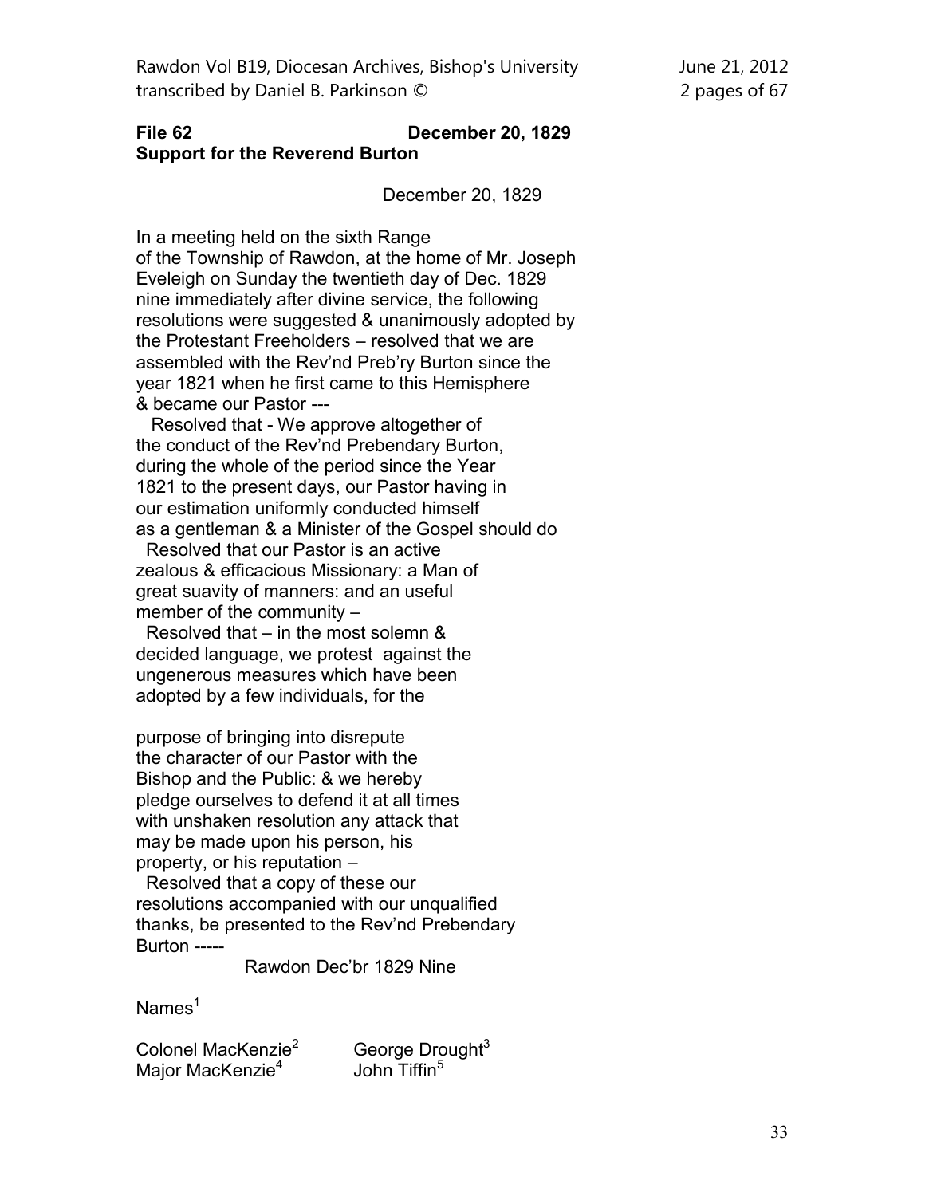**File 62 December 20, 1829**
**Support for the Reverend Burton**

December 20, 1829

In a meeting held on the sixth Range
of the Township of Rawdon, at the home of Mr. Joseph
Eveleigh on Sunday the twentieth day of Dec. 1829
nine immediately after divine service, the following
resolutions were suggested & unanimously adopted by
the Protestant Freeholders – resolved that we are
assembled with the Rev'nd Preb'ry Burton since the
year 1821 when he first came to this Hemisphere
& became our Pastor ---

Resolved that - We approve altogether of
the conduct of the Rev'nd Prebendary Burton,
during the whole of the period since the Year
1821 to the present days, our Pastor having in
our estimation uniformly conducted himself
as a gentleman & a Minister of the Gospel should do

Resolved that our Pastor is an active
zealous & efficacious Missionary: a Man of
great suavity of manners: and an useful
member of the community –

Resolved that – in the most solemn &
decided language, we protest against the
ungenerous measures which have been
adopted by a few individuals, for the

purpose of bringing into disrepute
the character of our Pastor with the
Bishop and the Public: & we hereby
pledge ourselves to defend it at all times
with unshaken resolution any attack that
may be made upon his person, his
property, or his reputation –

Resolved that a copy of these our
resolutions accompanied with our unqualified
thanks, be presented to the Rev'nd Prebendary
Burton -----

Rawdon Dec'br 1829 Nine

Names[1]

Colonel MacKenzie[2]
Major MacKenzie[4]
George Drought[3]
John Tiffin[5]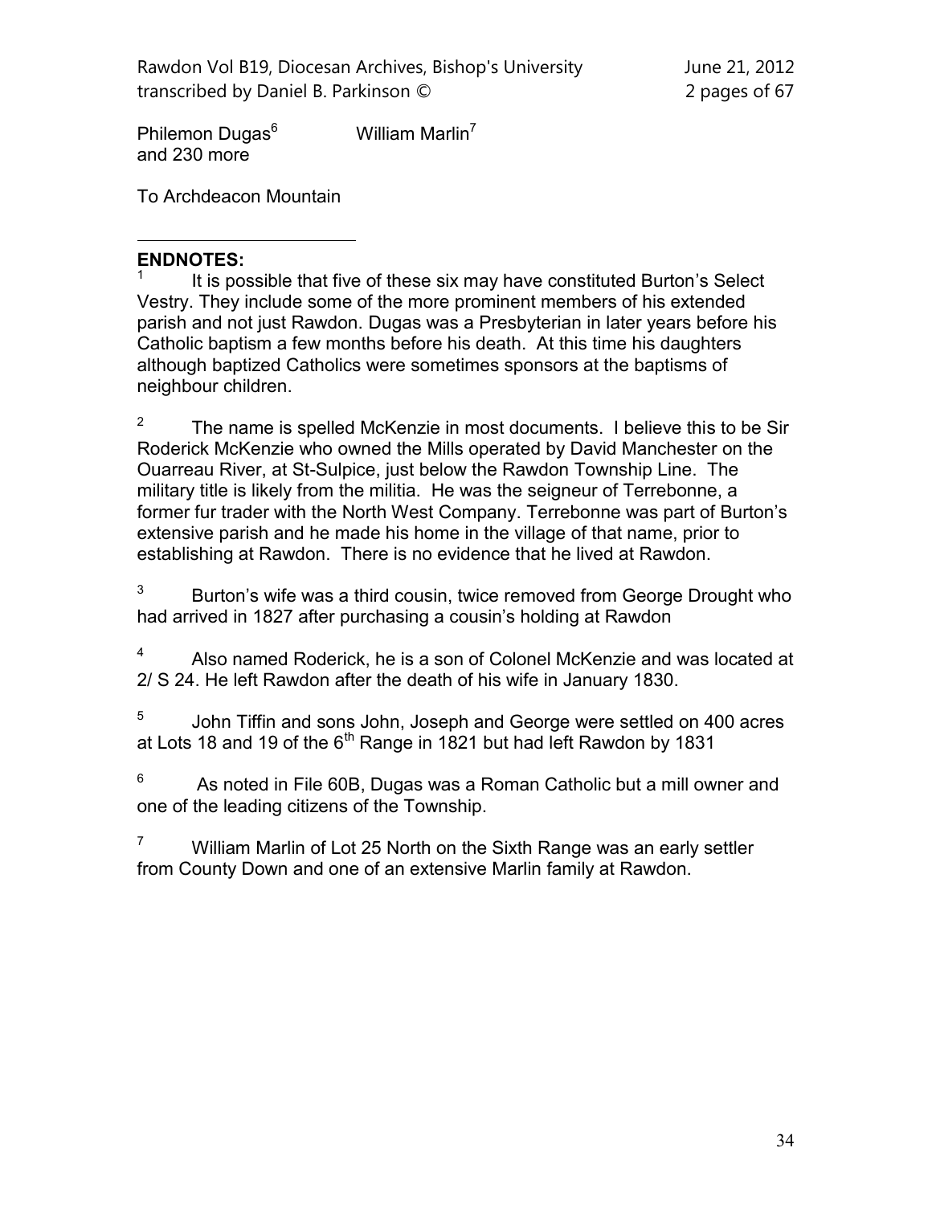Philemon Dugas[6] William Marlin[7]
and 230 more

To Archdeacon Mountain

---

**ENDNOTES:**

[1] It is possible that five of these six may have constituted Burton's Select Vestry. They include some of the more prominent members of his extended parish and not just Rawdon. Dugas was a Presbyterian in later years before his Catholic baptism a few months before his death. At this time his daughters although baptized Catholics were sometimes sponsors at the baptisms of neighbour children.

[2] The name is spelled McKenzie in most documents. I believe this to be Sir Roderick McKenzie who owned the Mills operated by David Manchester on the Ouarreau River, at St-Sulpice, just below the Rawdon Township Line. The military title is likely from the militia. He was the seigneur of Terrebonne, a former fur trader with the North West Company. Terrebonne was part of Burton's extensive parish and he made his home in the village of that name, prior to establishing at Rawdon. There is no evidence that he lived at Rawdon.

[3] Burton's wife was a third cousin, twice removed from George Drought who had arrived in 1827 after purchasing a cousin's holding at Rawdon

[4] Also named Roderick, he is a son of Colonel McKenzie and was located at 2/ S 24. He left Rawdon after the death of his wife in January 1830.

[5] John Tiffin and sons John, Joseph and George were settled on 400 acres at Lots 18 and 19 of the 6th Range in 1821 but had left Rawdon by 1831

[6] As noted in File 60B, Dugas was a Roman Catholic but a mill owner and one of the leading citizens of the Township.

[7] William Marlin of Lot 25 North on the Sixth Range was an early settler from County Down and one of an extensive Marlin family at Rawdon.